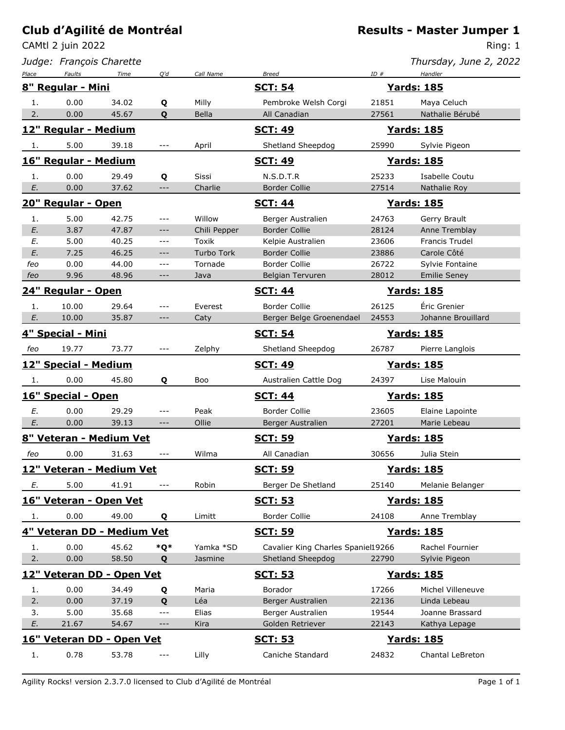# Club d'Agilité de Montréal

**Results - Master Jumper 1**

CAMtl 2 juin 2022

Ring: 1

*Judge: François Charette*

*Thursday, June 2, 2022*

| Place | Faults | Time | Q'd | Call Name | Breed | ID # | Handler |
|---|---|---|---|---|---|---|---|
| **8" Regular - Mini** | | | | | **SCT: 54** | | **Yards: 185** |
| 1. | 0.00 | 34.02 | **Q** | Milly | Pembroke Welsh Corgi | 21851 | Maya Celuch |
| 2. | 0.00 | 45.67 | **Q** | Bella | All Canadian | 27561 | Nathalie Bérubé |
| **12" Regular - Medium** | | | | | **SCT: 49** | | **Yards: 185** |
| 1. | 5.00 | 39.18 | --- | April | Shetland Sheepdog | 25990 | Sylvie Pigeon |
| **16" Regular - Medium** | | | | | **SCT: 49** | | **Yards: 185** |
| 1. | 0.00 | 29.49 | **Q** | Sissi | N.S.D.T.R | 25233 | Isabelle Coutu |
| *E.* | 0.00 | 37.62 | --- | Charlie | Border Collie | 27514 | Nathalie Roy |
| **20" Regular - Open** | | | | | **SCT: 44** | | **Yards: 185** |
| 1. | 5.00 | 42.75 | --- | Willow | Berger Australien | 24763 | Gerry Brault |
| *E.* | 3.87 | 47.87 | --- | Chili Pepper | Border Collie | 28124 | Anne Tremblay |
| *E.* | 5.00 | 40.25 | --- | Toxik | Kelpie Australien | 23606 | Francis Trudel |
| *E.* | 7.25 | 46.25 | --- | Turbo Tork | Border Collie | 23886 | Carole Côté |
| *feo* | 0.00 | 44.00 | --- | Tornade | Border Collie | 26722 | Sylvie Fontaine |
| *feo* | 9.96 | 48.96 | --- | Java | Belgian Tervuren | 28012 | Emilie Seney |
| **24" Regular - Open** | | | | | **SCT: 44** | | **Yards: 185** |
| 1. | 10.00 | 29.64 | --- | Everest | Border Collie | 26125 | Éric Grenier |
| *E.* | 10.00 | 35.87 | --- | Caty | Berger Belge Groenendael | 24553 | Johanne Brouillard |
| **4" Special - Mini** | | | | | **SCT: 54** | | **Yards: 185** |
| *feo* | 19.77 | 73.77 | --- | Zelphy | Shetland Sheepdog | 26787 | Pierre Langlois |
| **12" Special - Medium** | | | | | **SCT: 49** | | **Yards: 185** |
| 1. | 0.00 | 45.80 | **Q** | Boo | Australien Cattle Dog | 24397 | Lise Malouin |
| **16" Special - Open** | | | | | **SCT: 44** | | **Yards: 185** |
| *E.* | 0.00 | 29.29 | --- | Peak | Border Collie | 23605 | Elaine Lapointe |
| *E.* | 0.00 | 39.13 | --- | Ollie | Berger Australien | 27201 | Marie Lebeau |
| **8" Veteran - Medium Vet** | | | | | **SCT: 59** | | **Yards: 185** |
| *feo* | 0.00 | 31.63 | --- | Wilma | All Canadian | 30656 | Julia Stein |
| **12" Veteran - Medium Vet** | | | | | **SCT: 59** | | **Yards: 185** |
| *E.* | 5.00 | 41.91 | --- | Robin | Berger De Shetland | 25140 | Melanie Belanger |
| **16" Veteran - Open Vet** | | | | | **SCT: 53** | | **Yards: 185** |
| 1. | 0.00 | 49.00 | **Q** | Limitt | Border Collie | 24108 | Anne Tremblay |
| **4" Veteran DD - Medium Vet** | | | | | **SCT: 59** | | **Yards: 185** |
| 1. | 0.00 | 45.62 | ***Q*** | Yamka *SD | Cavalier King Charles Spaniel | 19266 | Rachel Fournier |
| 2. | 0.00 | 58.50 | **Q** | Jasmine | Shetland Sheepdog | 22790 | Sylvie Pigeon |
| **12" Veteran DD - Open Vet** | | | | | **SCT: 53** | | **Yards: 185** |
| 1. | 0.00 | 34.49 | **Q** | Maria | Borador | 17266 | Michel Villeneuve |
| 2. | 0.00 | 37.19 | **Q** | Léa | Berger Australien | 22136 | Linda Lebeau |
| 3. | 5.00 | 35.68 | --- | Elias | Berger Australien | 19544 | Joanne Brassard |
| *E.* | 21.67 | 54.67 | --- | Kira | Golden Retriever | 22143 | Kathya Lepage |
| **16" Veteran DD - Open Vet** | | | | | **SCT: 53** | | **Yards: 185** |
| 1. | 0.78 | 53.78 | --- | Lilly | Caniche Standard | 24832 | Chantal LeBreton |

Agility Rocks! version 2.3.7.0 licensed to Club d'Agilité de Montréal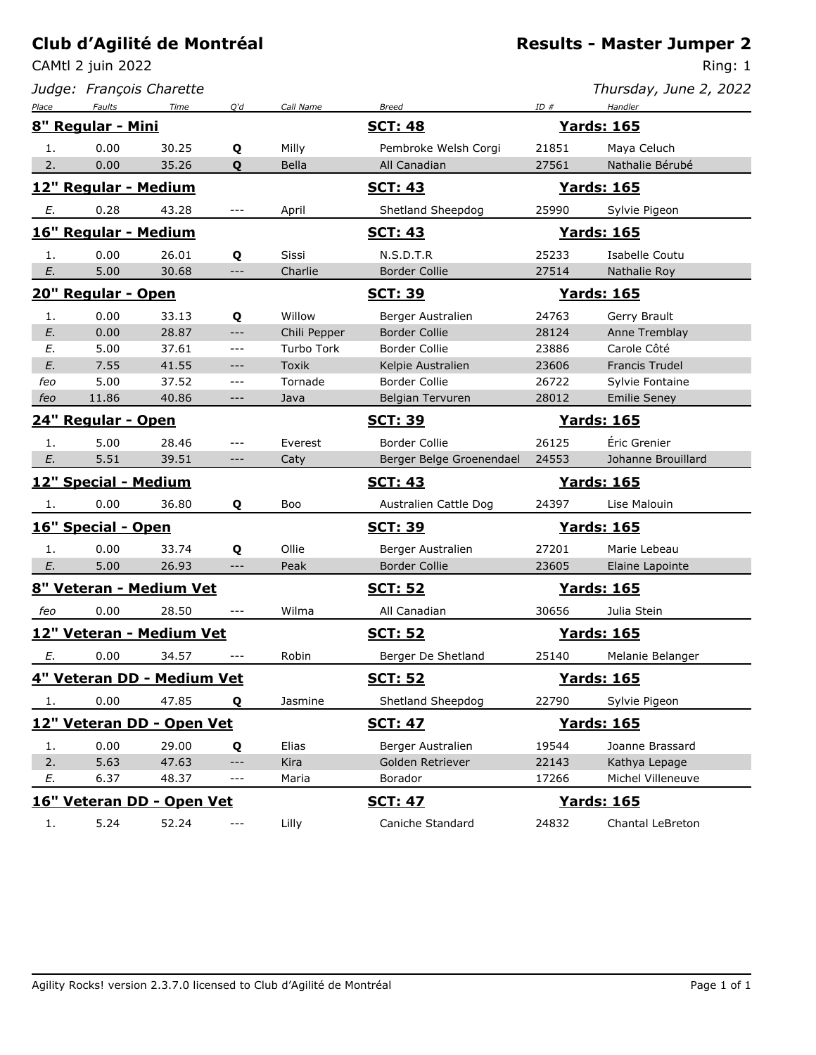# Club d'Agilité de Montréal

**Results - Master Jumper 2**

CAMtl 2 juin 2022

Ring: 1

*Judge: François Charette*

*Thursday, June 2, 2022*

| Place | Faults | Time | Q'd | Call Name | Breed | ID # | Handler |
|---|---|---|---|---|---|---|---|
| **8" Regular - Mini** | | | | | **SCT: 48** | | **Yards: 165** |
| 1. | 0.00 | 30.25 | **Q** | Milly | Pembroke Welsh Corgi | 21851 | Maya Celuch |
| 2. | 0.00 | 35.26 | **Q** | Bella | All Canadian | 27561 | Nathalie Bérubé |
| **12" Regular - Medium** | | | | | **SCT: 43** | | **Yards: 165** |
| *E.* | 0.28 | 43.28 | --- | April | Shetland Sheepdog | 25990 | Sylvie Pigeon |
| **16" Regular - Medium** | | | | | **SCT: 43** | | **Yards: 165** |
| 1. | 0.00 | 26.01 | **Q** | Sissi | N.S.D.T.R | 25233 | Isabelle Coutu |
| *E.* | 5.00 | 30.68 | --- | Charlie | Border Collie | 27514 | Nathalie Roy |
| **20" Regular - Open** | | | | | **SCT: 39** | | **Yards: 165** |
| 1. | 0.00 | 33.13 | **Q** | Willow | Berger Australien | 24763 | Gerry Brault |
| *E.* | 0.00 | 28.87 | --- | Chili Pepper | Border Collie | 28124 | Anne Tremblay |
| *E.* | 5.00 | 37.61 | --- | Turbo Tork | Border Collie | 23886 | Carole Côté |
| *E.* | 7.55 | 41.55 | --- | Toxik | Kelpie Australien | 23606 | Francis Trudel |
| *feo* | 5.00 | 37.52 | --- | Tornade | Border Collie | 26722 | Sylvie Fontaine |
| *feo* | 11.86 | 40.86 | --- | Java | Belgian Tervuren | 28012 | Emilie Seney |
| **24" Regular - Open** | | | | | **SCT: 39** | | **Yards: 165** |
| 1. | 5.00 | 28.46 | --- | Everest | Border Collie | 26125 | Éric Grenier |
| *E.* | 5.51 | 39.51 | --- | Caty | Berger Belge Groenendael | 24553 | Johanne Brouillard |
| **12" Special - Medium** | | | | | **SCT: 43** | | **Yards: 165** |
| 1. | 0.00 | 36.80 | **Q** | Boo | Australien Cattle Dog | 24397 | Lise Malouin |
| **16" Special - Open** | | | | | **SCT: 39** | | **Yards: 165** |
| 1. | 0.00 | 33.74 | **Q** | Ollie | Berger Australien | 27201 | Marie Lebeau |
| *E.* | 5.00 | 26.93 | --- | Peak | Border Collie | 23605 | Elaine Lapointe |
| **8" Veteran - Medium Vet** | | | | | **SCT: 52** | | **Yards: 165** |
| *feo* | 0.00 | 28.50 | --- | Wilma | All Canadian | 30656 | Julia Stein |
| **12" Veteran - Medium Vet** | | | | | **SCT: 52** | | **Yards: 165** |
| *E.* | 0.00 | 34.57 | --- | Robin | Berger De Shetland | 25140 | Melanie Belanger |
| **4" Veteran DD - Medium Vet** | | | | | **SCT: 52** | | **Yards: 165** |
| 1. | 0.00 | 47.85 | **Q** | Jasmine | Shetland Sheepdog | 22790 | Sylvie Pigeon |
| **12" Veteran DD - Open Vet** | | | | | **SCT: 47** | | **Yards: 165** |
| 1. | 0.00 | 29.00 | **Q** | Elias | Berger Australien | 19544 | Joanne Brassard |
| 2. | 5.63 | 47.63 | --- | Kira | Golden Retriever | 22143 | Kathya Lepage |
| *E.* | 6.37 | 48.37 | --- | Maria | Borador | 17266 | Michel Villeneuve |
| **16" Veteran DD - Open Vet** | | | | | **SCT: 47** | | **Yards: 165** |
| 1. | 5.24 | 52.24 | --- | Lilly | Caniche Standard | 24832 | Chantal LeBreton |

Agility Rocks! version 2.3.7.0 licensed to Club d'Agilité de Montréal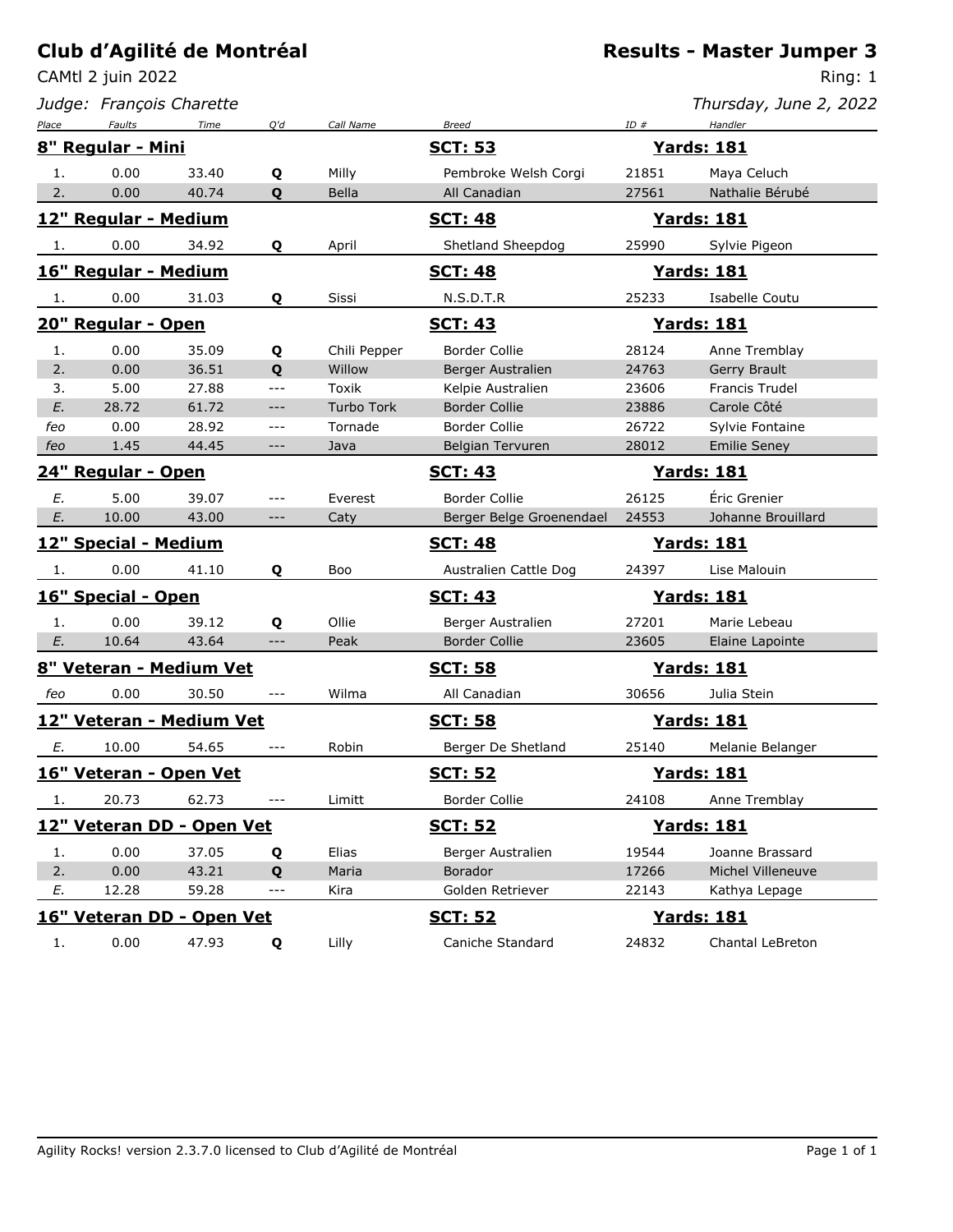# Club d'Agilité de Montréal

CAMtl 2 juin 2022

*Judge: François Charette*

## Results - Master Jumper 3

Ring: 1

*Thursday, June 2, 2022*

| Place | Faults | Time | Q'd | Call Name | Breed | ID # | Handler |
|---|---|---|---|---|---|---|---|
| **8" Regular - Mini** | | | | | **SCT: 53** | **Yards: 181** | |
| 1. | 0.00 | 33.40 | **Q** | Milly | Pembroke Welsh Corgi | 21851 | Maya Celuch |
| 2. | 0.00 | 40.74 | **Q** | Bella | All Canadian | 27561 | Nathalie Bérubé |
| **12" Regular - Medium** | | | | | **SCT: 48** | **Yards: 181** | |
| 1. | 0.00 | 34.92 | **Q** | April | Shetland Sheepdog | 25990 | Sylvie Pigeon |
| **16" Regular - Medium** | | | | | **SCT: 48** | **Yards: 181** | |
| 1. | 0.00 | 31.03 | **Q** | Sissi | N.S.D.T.R | 25233 | Isabelle Coutu |
| **20" Regular - Open** | | | | | **SCT: 43** | **Yards: 181** | |
| 1. | 0.00 | 35.09 | **Q** | Chili Pepper | Border Collie | 28124 | Anne Tremblay |
| 2. | 0.00 | 36.51 | **Q** | Willow | Berger Australien | 24763 | Gerry Brault |
| 3. | 5.00 | 27.88 | --- | Toxik | Kelpie Australien | 23606 | Francis Trudel |
| *E.* | 28.72 | 61.72 | --- | Turbo Tork | Border Collie | 23886 | Carole Côté |
| *feo* | 0.00 | 28.92 | --- | Tornade | Border Collie | 26722 | Sylvie Fontaine |
| *feo* | 1.45 | 44.45 | --- | Java | Belgian Tervuren | 28012 | Emilie Seney |
| **24" Regular - Open** | | | | | **SCT: 43** | **Yards: 181** | |
| *E.* | 5.00 | 39.07 | --- | Everest | Border Collie | 26125 | Éric Grenier |
| *E.* | 10.00 | 43.00 | --- | Caty | Berger Belge Groenendael | 24553 | Johanne Brouillard |
| **12" Special - Medium** | | | | | **SCT: 48** | **Yards: 181** | |
| 1. | 0.00 | 41.10 | **Q** | Boo | Australien Cattle Dog | 24397 | Lise Malouin |
| **16" Special - Open** | | | | | **SCT: 43** | **Yards: 181** | |
| 1. | 0.00 | 39.12 | **Q** | Ollie | Berger Australien | 27201 | Marie Lebeau |
| *E.* | 10.64 | 43.64 | --- | Peak | Border Collie | 23605 | Elaine Lapointe |
| **8" Veteran - Medium Vet** | | | | | **SCT: 58** | **Yards: 181** | |
| *feo* | 0.00 | 30.50 | --- | Wilma | All Canadian | 30656 | Julia Stein |
| **12" Veteran - Medium Vet** | | | | | **SCT: 58** | **Yards: 181** | |
| *E.* | 10.00 | 54.65 | --- | Robin | Berger De Shetland | 25140 | Melanie Belanger |
| **16" Veteran - Open Vet** | | | | | **SCT: 52** | **Yards: 181** | |
| 1. | 20.73 | 62.73 | --- | Limitt | Border Collie | 24108 | Anne Tremblay |
| **12" Veteran DD - Open Vet** | | | | | **SCT: 52** | **Yards: 181** | |
| 1. | 0.00 | 37.05 | **Q** | Elias | Berger Australien | 19544 | Joanne Brassard |
| 2. | 0.00 | 43.21 | **Q** | Maria | Borador | 17266 | Michel Villeneuve |
| *E.* | 12.28 | 59.28 | --- | Kira | Golden Retriever | 22143 | Kathya Lepage |
| **16" Veteran DD - Open Vet** | | | | | **SCT: 52** | **Yards: 181** | |
| 1. | 0.00 | 47.93 | **Q** | Lilly | Caniche Standard | 24832 | Chantal LeBreton |

Agility Rocks! version 2.3.7.0 licensed to Club d'Agilité de Montréal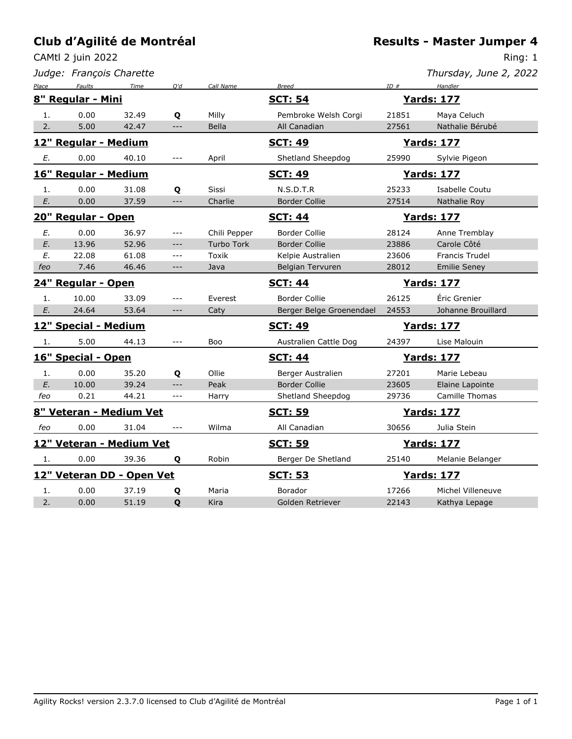# Club d'Agilité de Montréal

## Results - Master Jumper 4

CAMtl 2 juin 2022

Ring: 1

*Judge: François Charette*

*Thursday, June 2, 2022*

| Place | Faults | Time | Q'd | Call Name | Breed | ID # | Handler |
|---|---|---|---|---|---|---|---|
| **8" Regular - Mini** | | | | | **SCT: 54** | | **Yards: 177** |
| 1. | 0.00 | 32.49 | **Q** | Milly | Pembroke Welsh Corgi | 21851 | Maya Celuch |
| 2. | 5.00 | 42.47 | --- | Bella | All Canadian | 27561 | Nathalie Bérubé |
| **12" Regular - Medium** | | | | | **SCT: 49** | | **Yards: 177** |
| *E.* | 0.00 | 40.10 | --- | April | Shetland Sheepdog | 25990 | Sylvie Pigeon |
| **16" Regular - Medium** | | | | | **SCT: 49** | | **Yards: 177** |
| 1. | 0.00 | 31.08 | **Q** | Sissi | N.S.D.T.R | 25233 | Isabelle Coutu |
| *E.* | 0.00 | 37.59 | --- | Charlie | Border Collie | 27514 | Nathalie Roy |
| **20" Regular - Open** | | | | | **SCT: 44** | | **Yards: 177** |
| *E.* | 0.00 | 36.97 | --- | Chili Pepper | Border Collie | 28124 | Anne Tremblay |
| *E.* | 13.96 | 52.96 | --- | Turbo Tork | Border Collie | 23886 | Carole Côté |
| *E.* | 22.08 | 61.08 | --- | Toxik | Kelpie Australien | 23606 | Francis Trudel |
| *feo* | 7.46 | 46.46 | --- | Java | Belgian Tervuren | 28012 | Emilie Seney |
| **24" Regular - Open** | | | | | **SCT: 44** | | **Yards: 177** |
| 1. | 10.00 | 33.09 | --- | Everest | Border Collie | 26125 | Éric Grenier |
| *E.* | 24.64 | 53.64 | --- | Caty | Berger Belge Groenendael | 24553 | Johanne Brouillard |
| **12" Special - Medium** | | | | | **SCT: 49** | | **Yards: 177** |
| 1. | 5.00 | 44.13 | --- | Boo | Australien Cattle Dog | 24397 | Lise Malouin |
| **16" Special - Open** | | | | | **SCT: 44** | | **Yards: 177** |
| 1. | 0.00 | 35.20 | **Q** | Ollie | Berger Australien | 27201 | Marie Lebeau |
| *E.* | 10.00 | 39.24 | --- | Peak | Border Collie | 23605 | Elaine Lapointe |
| *feo* | 0.21 | 44.21 | --- | Harry | Shetland Sheepdog | 29736 | Camille Thomas |
| **8" Veteran - Medium Vet** | | | | | **SCT: 59** | | **Yards: 177** |
| *feo* | 0.00 | 31.04 | --- | Wilma | All Canadian | 30656 | Julia Stein |
| **12" Veteran - Medium Vet** | | | | | **SCT: 59** | | **Yards: 177** |
| 1. | 0.00 | 39.36 | **Q** | Robin | Berger De Shetland | 25140 | Melanie Belanger |
| **12" Veteran DD - Open Vet** | | | | | **SCT: 53** | | **Yards: 177** |
| 1. | 0.00 | 37.19 | **Q** | Maria | Borador | 17266 | Michel Villeneuve |
| 2. | 0.00 | 51.19 | **Q** | Kira | Golden Retriever | 22143 | Kathya Lepage |

Agility Rocks! version 2.3.7.0 licensed to Club d'Agilité de Montréal